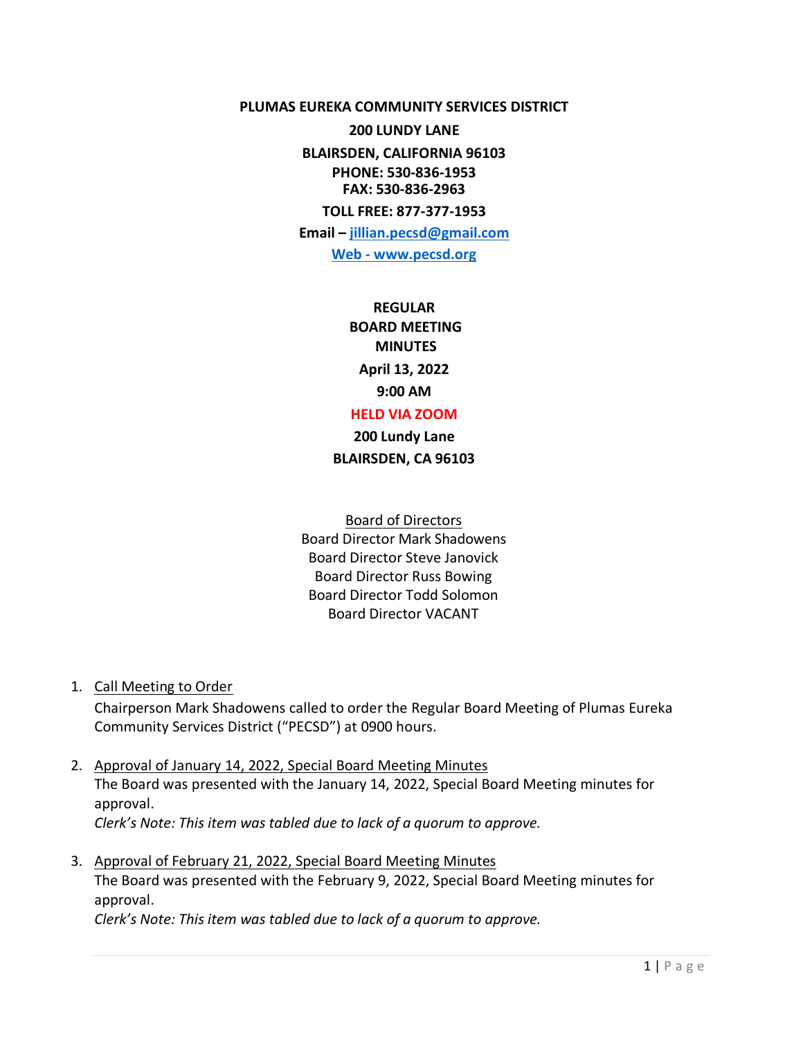**PLUMAS EUREKA COMMUNITY SERVICES DISTRICT**

**200 LUNDY LANE**

**BLAIRSDEN, CALIFORNIA 96103**

**PHONE: 530-836-1953**

**FAX: 530-836-2963**

**TOLL FREE: 877-377-1953**

**Email – jillian.pecsd@gmail.com**

**Web - www.pecsd.org**

**REGULAR BOARD MEETING MINUTES**

**April 13, 2022**

**9:00 AM**

**HELD VIA ZOOM**

**200 Lundy Lane**

**BLAIRSDEN, CA 96103**

Board of Directors

Board Director Mark Shadowens
Board Director Steve Janovick
Board Director Russ Bowing
Board Director Todd Solomon
Board Director VACANT

1. Call Meeting to Order
   Chairperson Mark Shadowens called to order the Regular Board Meeting of Plumas Eureka Community Services District ("PECSD") at 0900 hours.

2. Approval of January 14, 2022, Special Board Meeting Minutes
   The Board was presented with the January 14, 2022, Special Board Meeting minutes for approval.
   *Clerk's Note: This item was tabled due to lack of a quorum to approve.*

3. Approval of February 21, 2022, Special Board Meeting Minutes
   The Board was presented with the February 9, 2022, Special Board Meeting minutes for approval.
   *Clerk's Note: This item was tabled due to lack of a quorum to approve.*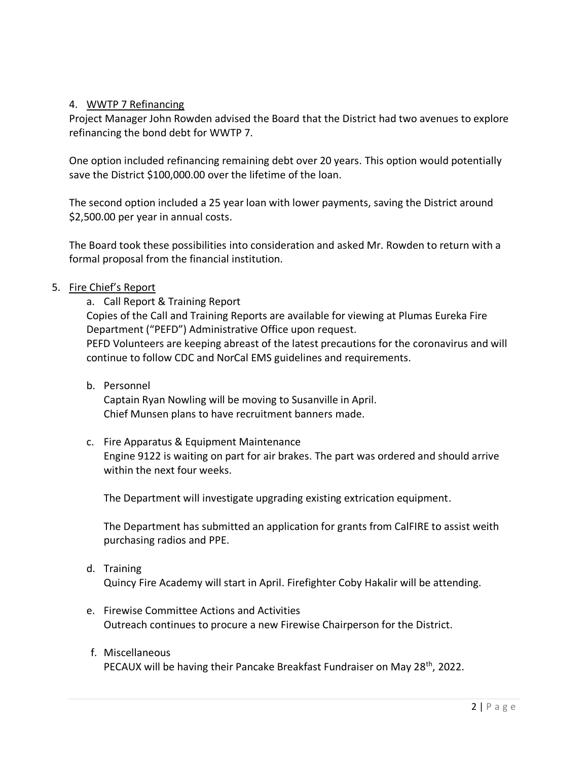4. <u>WWTP 7 Refinancing</u>

Project Manager John Rowden advised the Board that the District had two avenues to explore refinancing the bond debt for WWTP 7.

One option included refinancing remaining debt over 20 years. This option would potentially save the District $100,000.00 over the lifetime of the loan.

The second option included a 25 year loan with lower payments, saving the District around $2,500.00 per year in annual costs.

The Board took these possibilities into consideration and asked Mr. Rowden to return with a formal proposal from the financial institution.

5. <u>Fire Chief's Report</u>

   a. Call Report & Training Report

   Copies of the Call and Training Reports are available for viewing at Plumas Eureka Fire Department ("PEFD") Administrative Office upon request.

   PEFD Volunteers are keeping abreast of the latest precautions for the coronavirus and will continue to follow CDC and NorCal EMS guidelines and requirements.

   b. Personnel

   Captain Ryan Nowling will be moving to Susanville in April.
   Chief Munsen plans to have recruitment banners made.

   c. Fire Apparatus & Equipment Maintenance

   Engine 9122 is waiting on part for air brakes. The part was ordered and should arrive within the next four weeks.

   The Department will investigate upgrading existing extrication equipment.

   The Department has submitted an application for grants from CalFIRE to assist weith purchasing radios and PPE.

   d. Training

   Quincy Fire Academy will start in April. Firefighter Coby Hakalir will be attending.

   e. Firewise Committee Actions and Activities

   Outreach continues to procure a new Firewise Chairperson for the District.

   f. Miscellaneous

   PECAUX will be having their Pancake Breakfast Fundraiser on May 28th, 2022.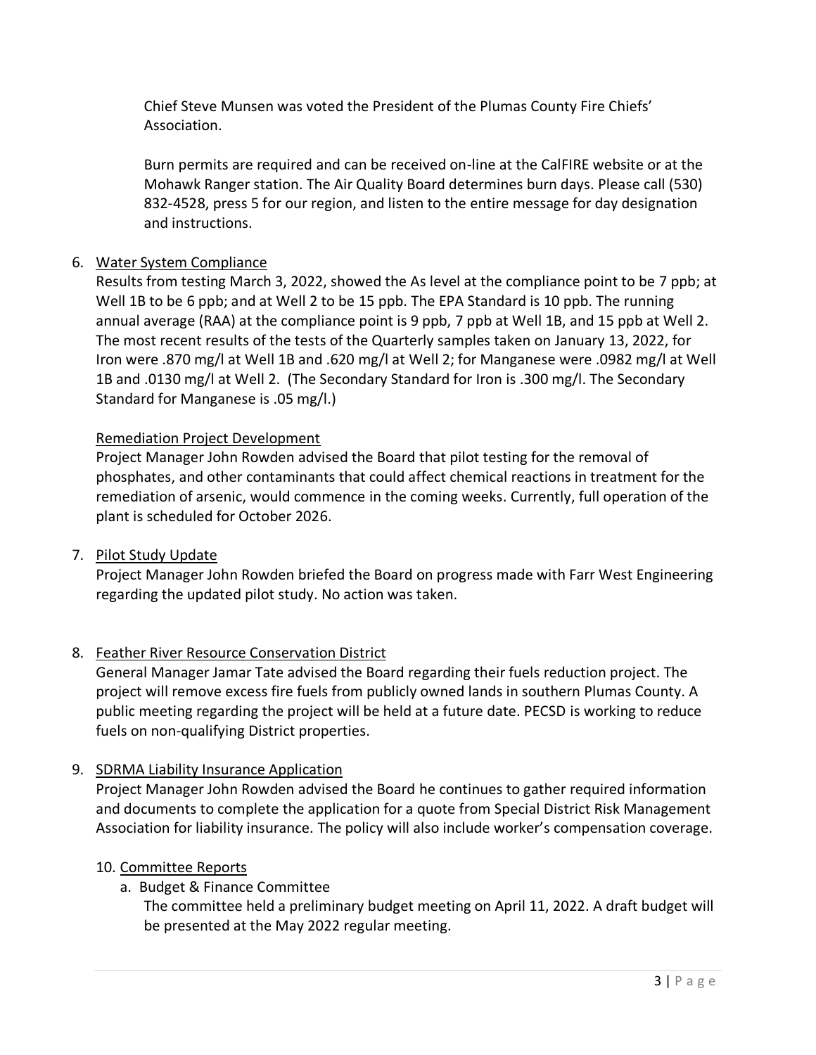Chief Steve Munsen was voted the President of the Plumas County Fire Chiefs' Association.

Burn permits are required and can be received on-line at the CalFIRE website or at the Mohawk Ranger station. The Air Quality Board determines burn days. Please call (530) 832-4528, press 5 for our region, and listen to the entire message for day designation and instructions.

6. Water System Compliance

Results from testing March 3, 2022, showed the As level at the compliance point to be 7 ppb; at Well 1B to be 6 ppb; and at Well 2 to be 15 ppb. The EPA Standard is 10 ppb. The running annual average (RAA) at the compliance point is 9 ppb, 7 ppb at Well 1B, and 15 ppb at Well 2. The most recent results of the tests of the Quarterly samples taken on January 13, 2022, for Iron were .870 mg/l at Well 1B and .620 mg/l at Well 2; for Manganese were .0982 mg/l at Well 1B and .0130 mg/l at Well 2. (The Secondary Standard for Iron is .300 mg/l. The Secondary Standard for Manganese is .05 mg/l.)

Remediation Project Development

Project Manager John Rowden advised the Board that pilot testing for the removal of phosphates, and other contaminants that could affect chemical reactions in treatment for the remediation of arsenic, would commence in the coming weeks. Currently, full operation of the plant is scheduled for October 2026.

7. Pilot Study Update

Project Manager John Rowden briefed the Board on progress made with Farr West Engineering regarding the updated pilot study. No action was taken.

8. Feather River Resource Conservation District

General Manager Jamar Tate advised the Board regarding their fuels reduction project. The project will remove excess fire fuels from publicly owned lands in southern Plumas County. A public meeting regarding the project will be held at a future date. PECSD is working to reduce fuels on non-qualifying District properties.

9. SDRMA Liability Insurance Application

Project Manager John Rowden advised the Board he continues to gather required information and documents to complete the application for a quote from Special District Risk Management Association for liability insurance. The policy will also include worker's compensation coverage.

10. Committee Reports

a. Budget & Finance Committee

The committee held a preliminary budget meeting on April 11, 2022. A draft budget will be presented at the May 2022 regular meeting.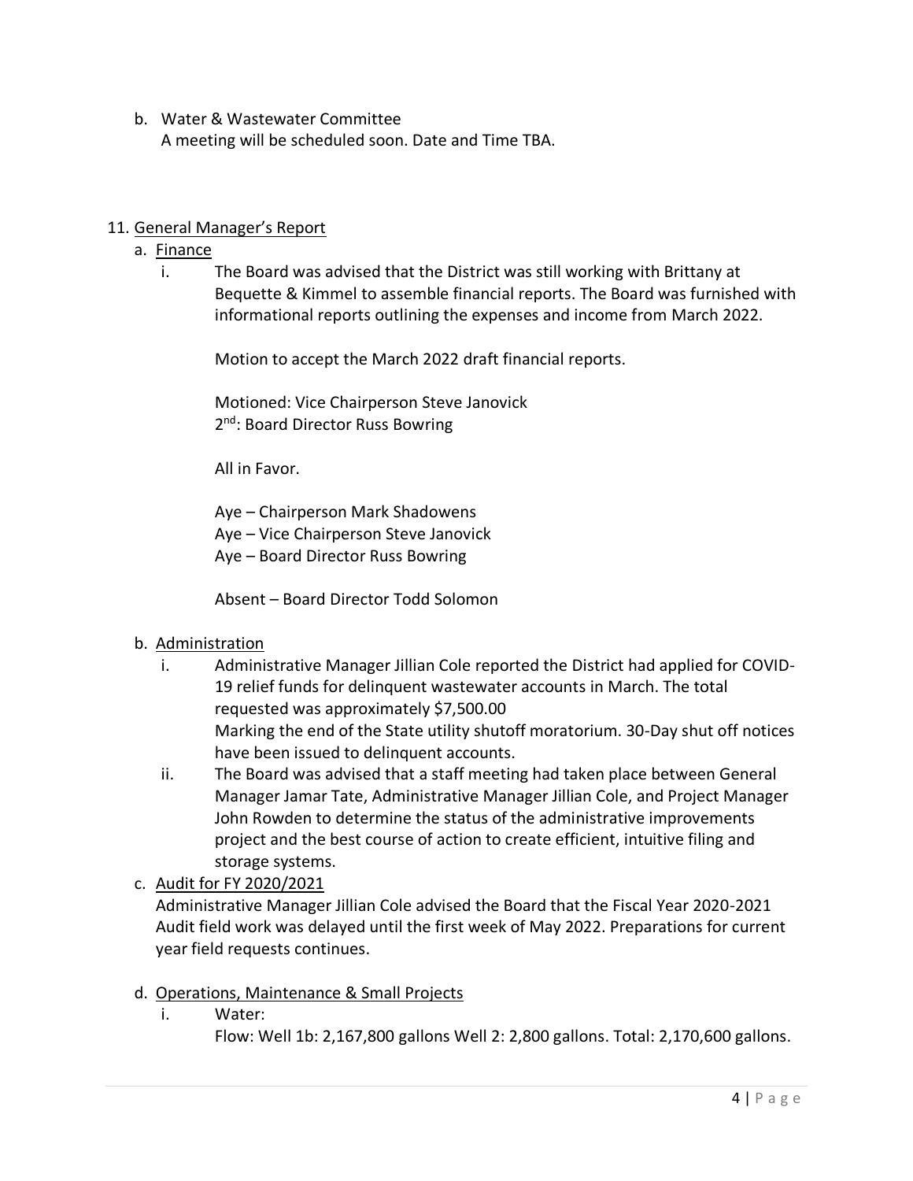b. Water & Wastewater Committee
   A meeting will be scheduled soon. Date and Time TBA.

11. <u>General Manager's Report</u>

   a. <u>Finance</u>

      i. The Board was advised that the District was still working with Brittany at Bequette & Kimmel to assemble financial reports. The Board was furnished with informational reports outlining the expenses and income from March 2022.

         Motion to accept the March 2022 draft financial reports.

         Motioned: Vice Chairperson Steve Janovick
         2nd: Board Director Russ Bowring

         All in Favor.

         Aye – Chairperson Mark Shadowens
         Aye – Vice Chairperson Steve Janovick
         Aye – Board Director Russ Bowring

         Absent – Board Director Todd Solomon

   b. <u>Administration</u>

      i. Administrative Manager Jillian Cole reported the District had applied for COVID-19 relief funds for delinquent wastewater accounts in March. The total requested was approximately $7,500.00
         Marking the end of the State utility shutoff moratorium. 30-Day shut off notices have been issued to delinquent accounts.

      ii. The Board was advised that a staff meeting had taken place between General Manager Jamar Tate, Administrative Manager Jillian Cole, and Project Manager John Rowden to determine the status of the administrative improvements project and the best course of action to create efficient, intuitive filing and storage systems.

   c. <u>Audit for FY 2020/2021</u>
      Administrative Manager Jillian Cole advised the Board that the Fiscal Year 2020-2021 Audit field work was delayed until the first week of May 2022. Preparations for current year field requests continues.

   d. <u>Operations, Maintenance & Small Projects</u>

      i. Water:
         Flow: Well 1b: 2,167,800 gallons Well 2: 2,800 gallons. Total: 2,170,600 gallons.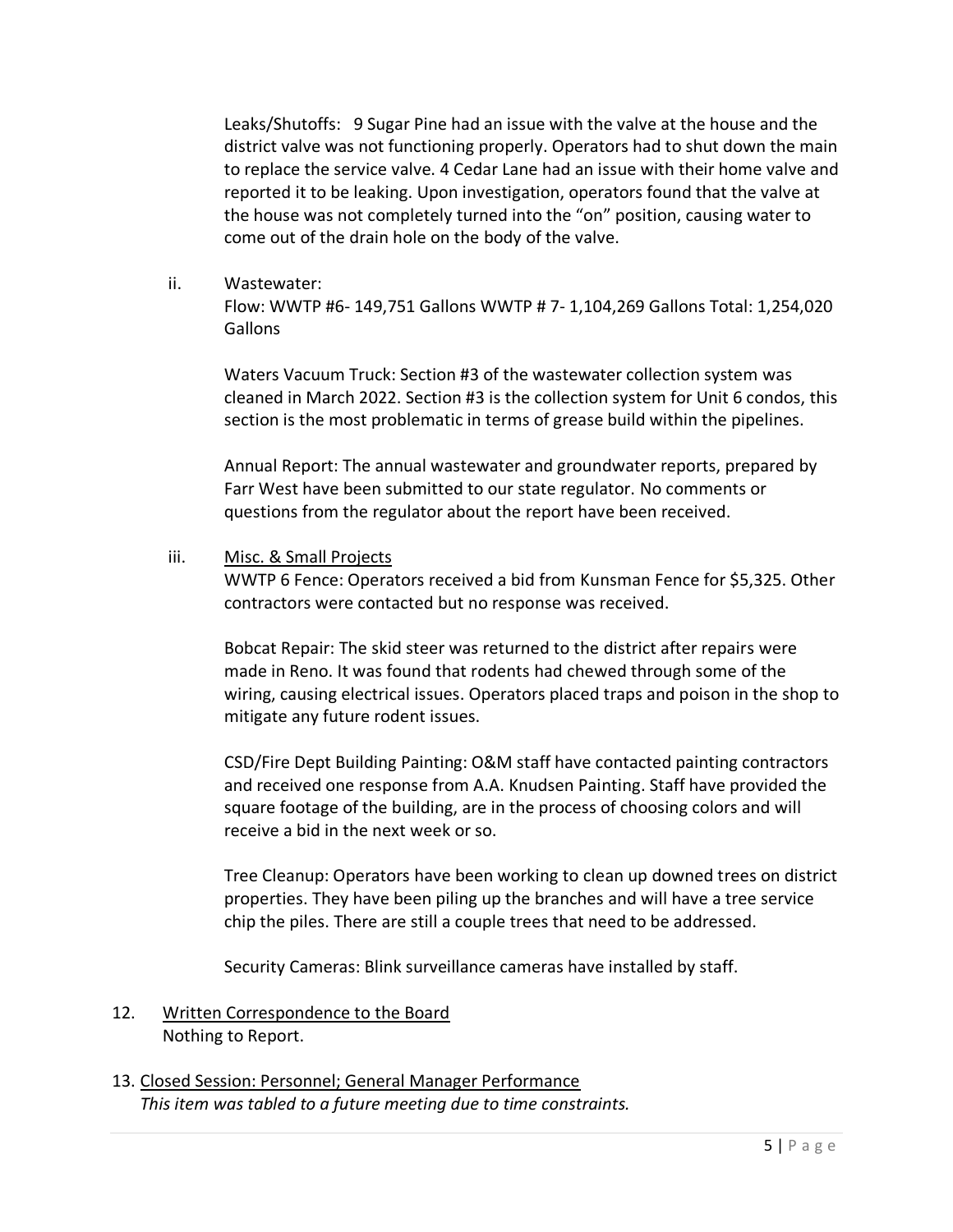Leaks/Shutoffs: 9 Sugar Pine had an issue with the valve at the house and the district valve was not functioning properly. Operators had to shut down the main to replace the service valve. 4 Cedar Lane had an issue with their home valve and reported it to be leaking. Upon investigation, operators found that the valve at the house was not completely turned into the "on" position, causing water to come out of the drain hole on the body of the valve.

ii. Wastewater:

Flow: WWTP #6- 149,751 Gallons WWTP # 7- 1,104,269 Gallons Total: 1,254,020 Gallons

Waters Vacuum Truck: Section #3 of the wastewater collection system was cleaned in March 2022. Section #3 is the collection system for Unit 6 condos, this section is the most problematic in terms of grease build within the pipelines.

Annual Report: The annual wastewater and groundwater reports, prepared by Farr West have been submitted to our state regulator. No comments or questions from the regulator about the report have been received.

iii. <u>Misc. & Small Projects</u>

WWTP 6 Fence: Operators received a bid from Kunsman Fence for $5,325. Other contractors were contacted but no response was received.

Bobcat Repair: The skid steer was returned to the district after repairs were made in Reno. It was found that rodents had chewed through some of the wiring, causing electrical issues. Operators placed traps and poison in the shop to mitigate any future rodent issues.

CSD/Fire Dept Building Painting: O&M staff have contacted painting contractors and received one response from A.A. Knudsen Painting. Staff have provided the square footage of the building, are in the process of choosing colors and will receive a bid in the next week or so.

Tree Cleanup: Operators have been working to clean up downed trees on district properties. They have been piling up the branches and will have a tree service chip the piles. There are still a couple trees that need to be addressed.

Security Cameras: Blink surveillance cameras have installed by staff.

12. <u>Written Correspondence to the Board</u>

Nothing to Report.

13. <u>Closed Session: Personnel; General Manager Performance</u>

*This item was tabled to a future meeting due to time constraints.*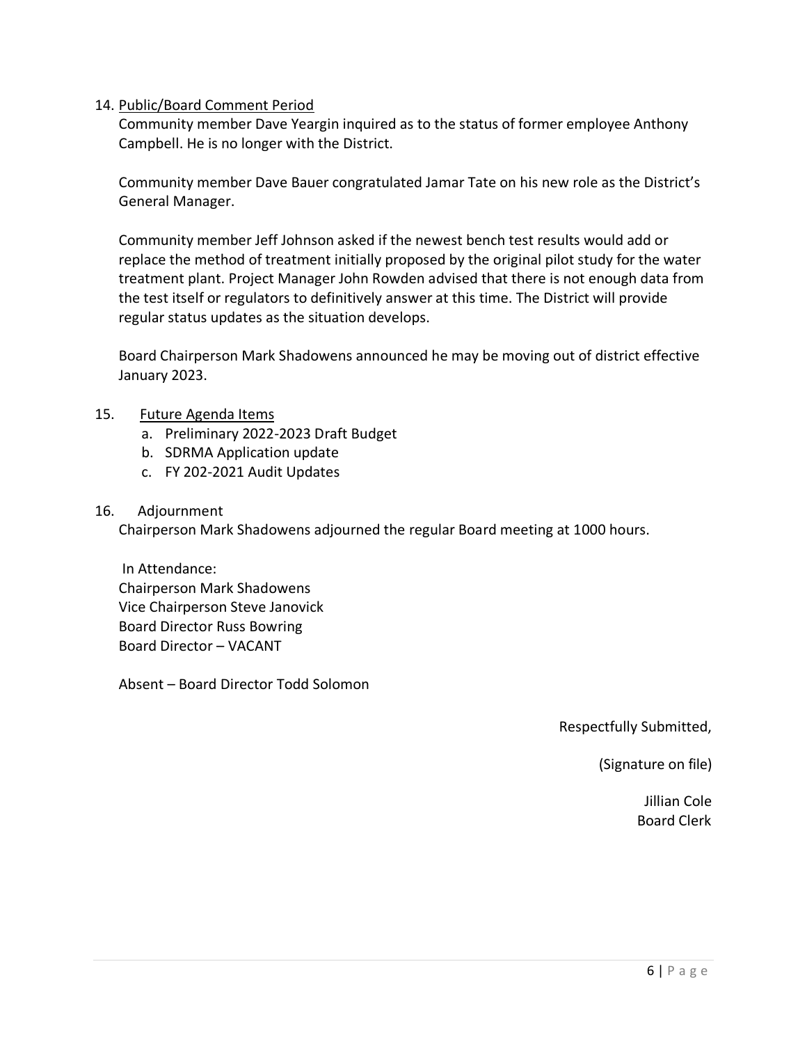14. Public/Board Comment Period

Community member Dave Yeargin inquired as to the status of former employee Anthony Campbell. He is no longer with the District.

Community member Dave Bauer congratulated Jamar Tate on his new role as the District's General Manager.

Community member Jeff Johnson asked if the newest bench test results would add or replace the method of treatment initially proposed by the original pilot study for the water treatment plant. Project Manager John Rowden advised that there is not enough data from the test itself or regulators to definitively answer at this time. The District will provide regular status updates as the situation develops.

Board Chairperson Mark Shadowens announced he may be moving out of district effective January 2023.

15. Future Agenda Items
    a. Preliminary 2022-2023 Draft Budget
    b. SDRMA Application update
    c. FY 202-2021 Audit Updates

16. Adjournment

Chairperson Mark Shadowens adjourned the regular Board meeting at 1000 hours.

In Attendance:
Chairperson Mark Shadowens
Vice Chairperson Steve Janovick
Board Director Russ Bowring
Board Director – VACANT

Absent – Board Director Todd Solomon

Respectfully Submitted,

(Signature on file)

Jillian Cole
Board Clerk